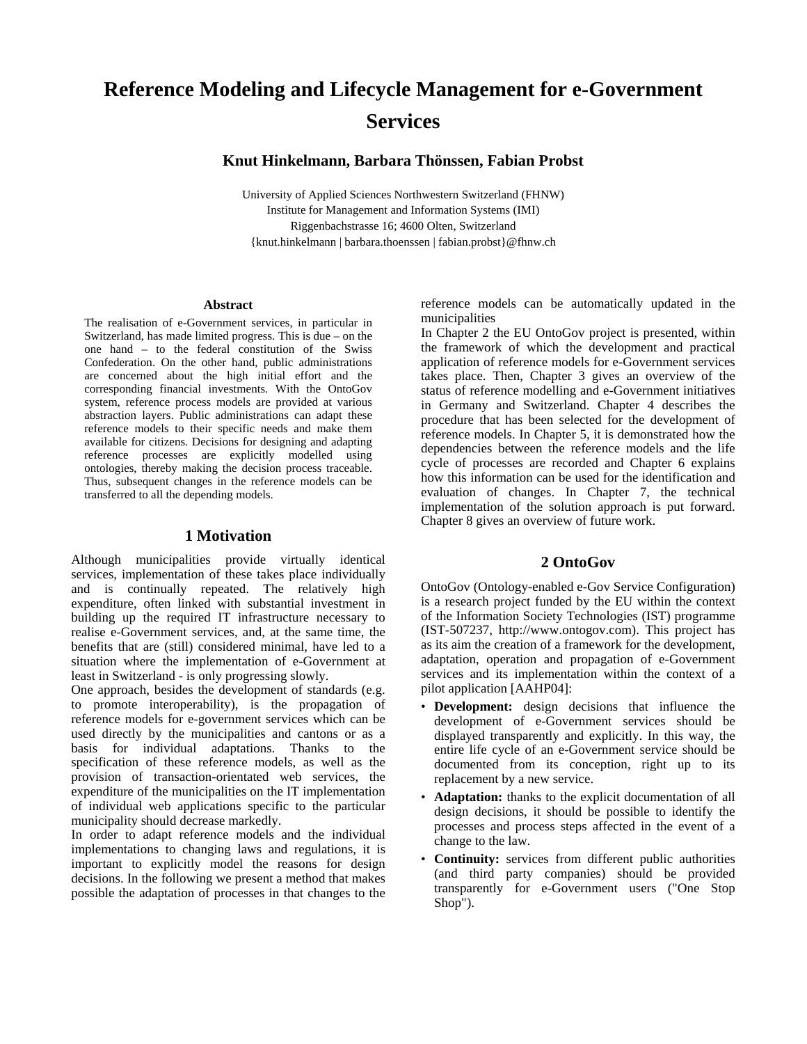# Reference Modeling and Lifecycle Management for e-Government Services

**Knut Hinkelmann, Barbara Thönssen, Fabian Probst**

University of Applied Sciences Northwestern Switzerland (FHNW)
Institute for Management and Information Systems (IMI)
Riggenbachstrasse 16; 4600 Olten, Switzerland
{knut.hinkelmann | barbara.thoenssen | fabian.probst}@fhnw.ch

### Abstract

The realisation of e-Government services, in particular in Switzerland, has made limited progress. This is due – on the one hand – to the federal constitution of the Swiss Confederation. On the other hand, public administrations are concerned about the high initial effort and the corresponding financial investments. With the OntoGov system, reference process models are provided at various abstraction layers. Public administrations can adapt these reference models to their specific needs and make them available for citizens. Decisions for designing and adapting reference processes are explicitly modelled using ontologies, thereby making the decision process traceable. Thus, subsequent changes in the reference models can be transferred to all the depending models.

## 1 Motivation

Although municipalities provide virtually identical services, implementation of these takes place individually and is continually repeated. The relatively high expenditure, often linked with substantial investment in building up the required IT infrastructure necessary to realise e-Government services, and, at the same time, the benefits that are (still) considered minimal, have led to a situation where the implementation of e-Government at least in Switzerland - is only progressing slowly.

One approach, besides the development of standards (e.g. to promote interoperability), is the propagation of reference models for e-government services which can be used directly by the municipalities and cantons or as a basis for individual adaptations. Thanks to the specification of these reference models, as well as the provision of transaction-orientated web services, the expenditure of the municipalities on the IT implementation of individual web applications specific to the particular municipality should decrease markedly.

In order to adapt reference models and the individual implementations to changing laws and regulations, it is important to explicitly model the reasons for design decisions. In the following we present a method that makes possible the adaptation of processes in that changes to the reference models can be automatically updated in the municipalities

In Chapter 2 the EU OntoGov project is presented, within the framework of which the development and practical application of reference models for e-Government services takes place. Then, Chapter 3 gives an overview of the status of reference modelling and e-Government initiatives in Germany and Switzerland. Chapter 4 describes the procedure that has been selected for the development of reference models. In Chapter 5, it is demonstrated how the dependencies between the reference models and the life cycle of processes are recorded and Chapter 6 explains how this information can be used for the identification and evaluation of changes. In Chapter 7, the technical implementation of the solution approach is put forward. Chapter 8 gives an overview of future work.

## 2 OntoGov

OntoGov (Ontology-enabled e-Gov Service Configuration) is a research project funded by the EU within the context of the Information Society Technologies (IST) programme (IST-507237, http://www.ontogov.com). This project has as its aim the creation of a framework for the development, adaptation, operation and propagation of e-Government services and its implementation within the context of a pilot application [AAHP04]:

- **Development:** design decisions that influence the development of e-Government services should be displayed transparently and explicitly. In this way, the entire life cycle of an e-Government service should be documented from its conception, right up to its replacement by a new service.
- **Adaptation:** thanks to the explicit documentation of all design decisions, it should be possible to identify the processes and process steps affected in the event of a change to the law.
- **Continuity:** services from different public authorities (and third party companies) should be provided transparently for e-Government users ("One Stop Shop").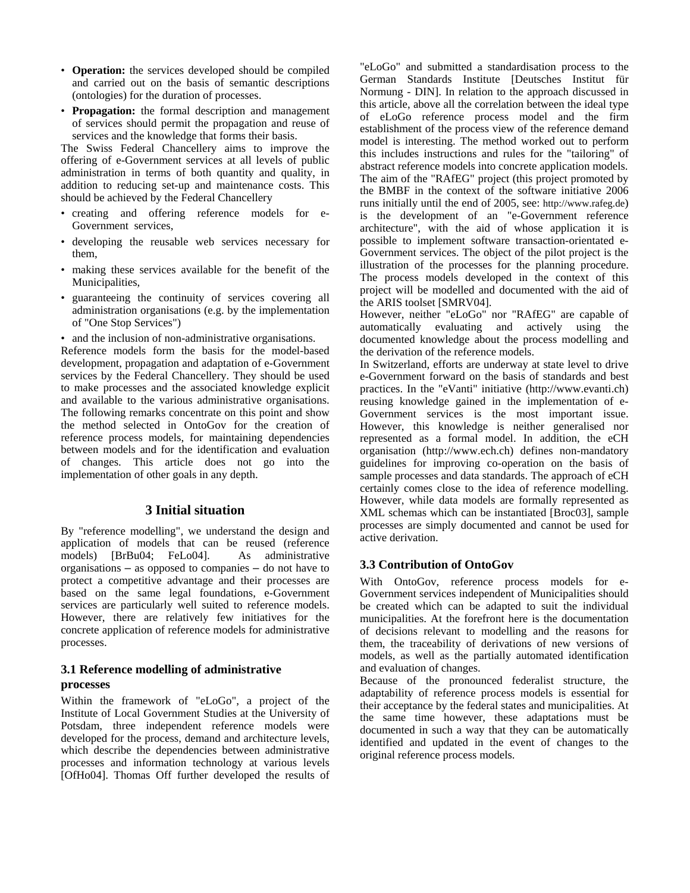- **Operation:** the services developed should be compiled and carried out on the basis of semantic descriptions (ontologies) for the duration of processes.
- **Propagation:** the formal description and management of services should permit the propagation and reuse of services and the knowledge that forms their basis.

The Swiss Federal Chancellery aims to improve the offering of e-Government services at all levels of public administration in terms of both quantity and quality, in addition to reducing set-up and maintenance costs. This should be achieved by the Federal Chancellery

- creating and offering reference models for e-Government services,
- developing the reusable web services necessary for them,
- making these services available for the benefit of the Municipalities,
- guaranteeing the continuity of services covering all administration organisations (e.g. by the implementation of "One Stop Services")
- and the inclusion of non-administrative organisations.

Reference models form the basis for the model-based development, propagation and adaptation of e-Government services by the Federal Chancellery. They should be used to make processes and the associated knowledge explicit and available to the various administrative organisations. The following remarks concentrate on this point and show the method selected in OntoGov for the creation of reference process models, for maintaining dependencies between models and for the identification and evaluation of changes. This article does not go into the implementation of other goals in any depth.

## 3 Initial situation

By "reference modelling", we understand the design and application of models that can be reused (reference models) [BrBu04; FeLo04]. As administrative organisations – as opposed to companies – do not have to protect a competitive advantage and their processes are based on the same legal foundations, e-Government services are particularly well suited to reference models. However, there are relatively few initiatives for the concrete application of reference models for administrative processes.

### 3.1 Reference modelling of administrative processes

Within the framework of "eLoGo", a project of the Institute of Local Government Studies at the University of Potsdam, three independent reference models were developed for the process, demand and architecture levels, which describe the dependencies between administrative processes and information technology at various levels [OfHo04]. Thomas Off further developed the results of "eLoGo" and submitted a standardisation process to the German Standards Institute [Deutsches Institut für Normung - DIN]. In relation to the approach discussed in this article, above all the correlation between the ideal type of eLoGo reference process model and the firm establishment of the process view of the reference demand model is interesting. The method worked out to perform this includes instructions and rules for the "tailoring" of abstract reference models into concrete application models.

The aim of the "RAfEG" project (this project promoted by the BMBF in the context of the software initiative 2006 runs initially until the end of 2005, see: http://www.rafeg.de) is the development of an "e-Government reference architecture", with the aid of whose application it is possible to implement software transaction-orientated e-Government services. The object of the pilot project is the illustration of the processes for the planning procedure. The process models developed in the context of this project will be modelled and documented with the aid of the ARIS toolset [SMRV04].

However, neither "eLoGo" nor "RAfEG" are capable of automatically evaluating and actively using the documented knowledge about the process modelling and the derivation of the reference models.

In Switzerland, efforts are underway at state level to drive e-Government forward on the basis of standards and best practices. In the "eVanti" initiative (http://www.evanti.ch) reusing knowledge gained in the implementation of e-Government services is the most important issue. However, this knowledge is neither generalised nor represented as a formal model. In addition, the eCH organisation (http://www.ech.ch) defines non-mandatory guidelines for improving co-operation on the basis of sample processes and data standards. The approach of eCH certainly comes close to the idea of reference modelling. However, while data models are formally represented as XML schemas which can be instantiated [Broc03], sample processes are simply documented and cannot be used for active derivation.

### 3.3 Contribution of OntoGov

With OntoGov, reference process models for e-Government services independent of Municipalities should be created which can be adapted to suit the individual municipalities. At the forefront here is the documentation of decisions relevant to modelling and the reasons for them, the traceability of derivations of new versions of models, as well as the partially automated identification and evaluation of changes.

Because of the pronounced federalist structure, the adaptability of reference process models is essential for their acceptance by the federal states and municipalities. At the same time however, these adaptations must be documented in such a way that they can be automatically identified and updated in the event of changes to the original reference process models.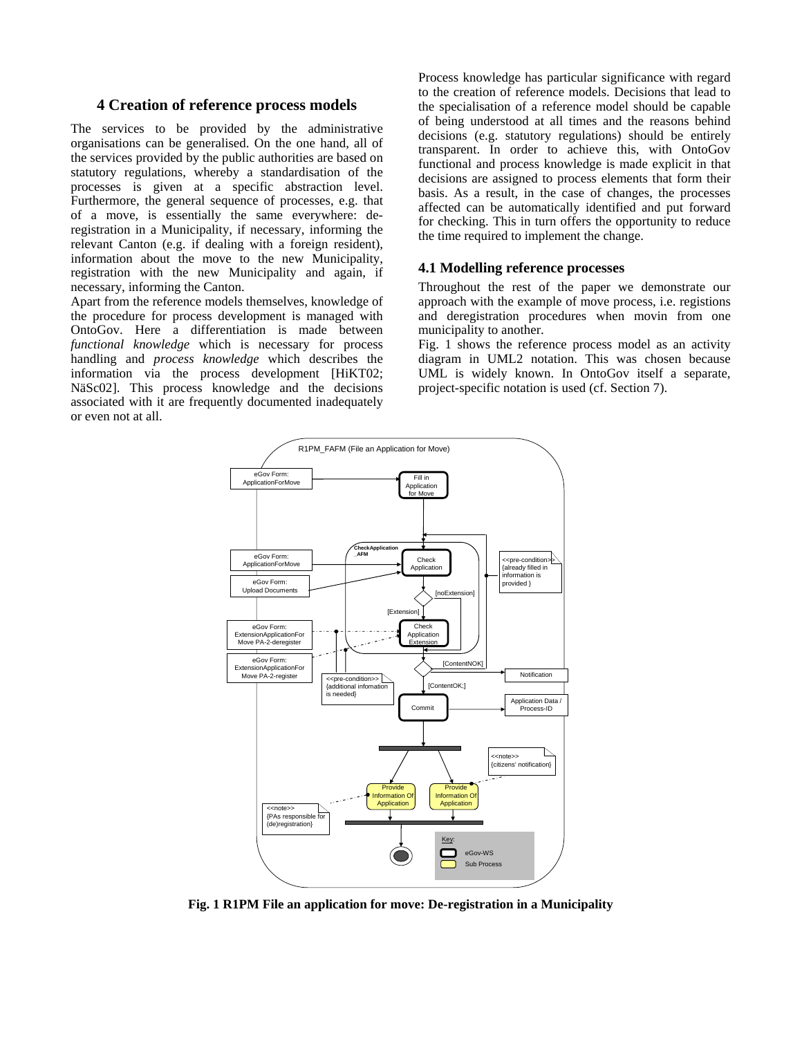## 4 Creation of reference process models

The services to be provided by the administrative organisations can be generalised. On the one hand, all of the services provided by the public authorities are based on statutory regulations, whereby a standardisation of the processes is given at a specific abstraction level. Furthermore, the general sequence of processes, e.g. that of a move, is essentially the same everywhere: de-registration in a Municipality, if necessary, informing the relevant Canton (e.g. if dealing with a foreign resident), information about the move to the new Municipality, registration with the new Municipality and again, if necessary, informing the Canton.

Apart from the reference models themselves, knowledge of the procedure for process development is managed with OntoGov. Here a differentiation is made between *functional knowledge* which is necessary for process handling and *process knowledge* which describes the information via the process development [HiKT02; NäSc02]. This process knowledge and the decisions associated with it are frequently documented inadequately or even not at all.

Process knowledge has particular significance with regard to the creation of reference models. Decisions that lead to the specialisation of a reference model should be capable of being understood at all times and the reasons behind decisions (e.g. statutory regulations) should be entirely transparent. In order to achieve this, with OntoGov functional and process knowledge is made explicit in that decisions are assigned to process elements that form their basis. As a result, in the case of changes, the processes affected can be automatically identified and put forward for checking. This in turn offers the opportunity to reduce the time required to implement the change.

### 4.1 Modelling reference processes

Throughout the rest of the paper we demonstrate our approach with the example of move process, i.e. registions and deregistration procedures when movin from one municipality to another.

Fig. 1 shows the reference process model as an activity diagram in UML2 notation. This was chosen because UML is widely known. In OntoGov itself a separate, project-specific notation is used (cf. Section 7).

**Fig. 1 R1PM File an application for move: De-registration in a Municipality**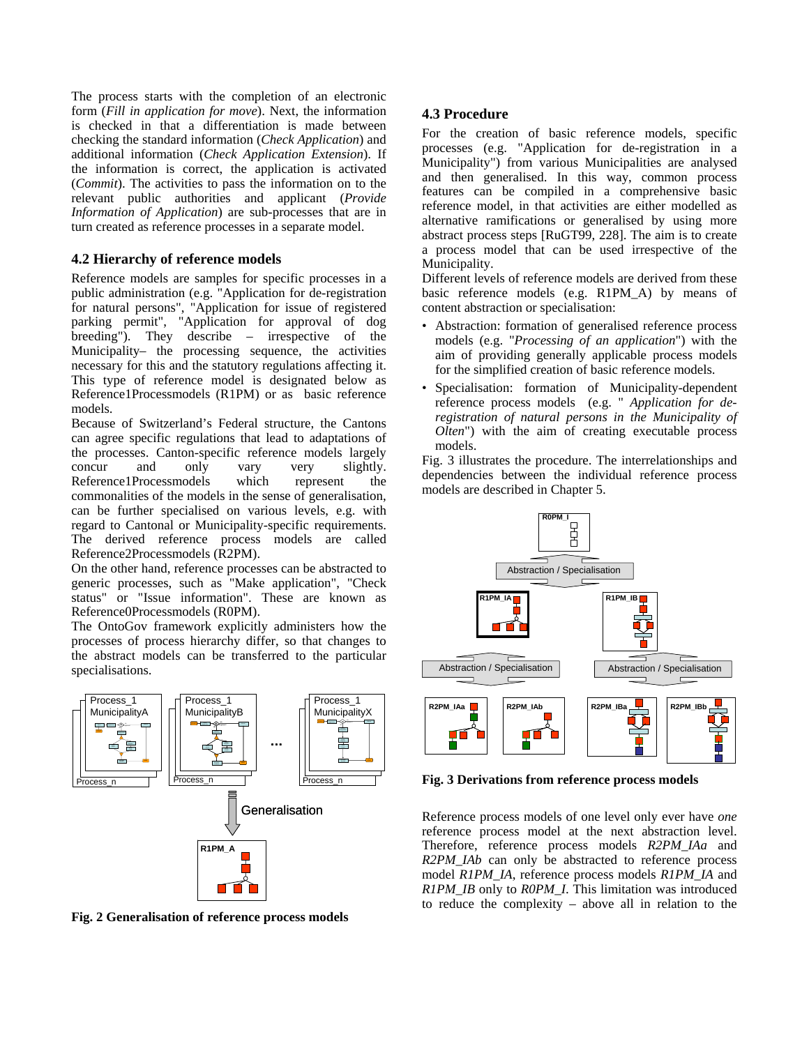The process starts with the completion of an electronic form (*Fill in application for move*). Next, the information is checked in that a differentiation is made between checking the standard information (*Check Application*) and additional information (*Check Application Extension*). If the information is correct, the application is activated (*Commit*). The activities to pass the information on to the relevant public authorities and applicant (*Provide Information of Application*) are sub-processes that are in turn created as reference processes in a separate model.

### 4.2 Hierarchy of reference models

Reference models are samples for specific processes in a public administration (e.g. "Application for de-registration for natural persons", "Application for issue of registered parking permit", "Application for approval of dog breeding"). They describe – irrespective of the Municipality– the processing sequence, the activities necessary for this and the statutory regulations affecting it. This type of reference model is designated below as Reference1Processmodels (R1PM) or as basic reference models.

Because of Switzerland's Federal structure, the Cantons can agree specific regulations that lead to adaptations of the processes. Canton-specific reference models largely concur and only vary very slightly. Reference1Processmodels which represent the commonalities of the models in the sense of generalisation, can be further specialised on various levels, e.g. with regard to Cantonal or Municipality-specific requirements. The derived reference process models are called Reference2Processmodels (R2PM).

On the other hand, reference processes can be abstracted to generic processes, such as "Make application", "Check status" or "Issue information". These are known as Reference0Processmodels (R0PM).

The OntoGov framework explicitly administers how the processes of process hierarchy differ, so that changes to the abstract models can be transferred to the particular specialisations.

**Fig. 2 Generalisation of reference process models**

### 4.3 Procedure

For the creation of basic reference models, specific processes (e.g. "Application for de-registration in a Municipality") from various Municipalities are analysed and then generalised. In this way, common process features can be compiled in a comprehensive basic reference model, in that activities are either modelled as alternative ramifications or generalised by using more abstract process steps [RuGT99, 228]. The aim is to create a process model that can be used irrespective of the Municipality.

Different levels of reference models are derived from these basic reference models (e.g. R1PM_A) by means of content abstraction or specialisation:

- Abstraction: formation of generalised reference process models (e.g. "*Processing of an application*") with the aim of providing generally applicable process models for the simplified creation of basic reference models.
- Specialisation: formation of Municipality-dependent reference process models (e.g. " *Application for de-registration of natural persons in the Municipality of Olten*") with the aim of creating executable process models.

Fig. 3 illustrates the procedure. The interrelationships and dependencies between the individual reference process models are described in Chapter 5.

**Fig. 3 Derivations from reference process models**

Reference process models of one level only ever have *one* reference process model at the next abstraction level. Therefore, reference process models *R2PM_IAa* and *R2PM_IAb* can only be abstracted to reference process model *R1PM_IA*, reference process models *R1PM_IA* and *R1PM_IB* only to *R0PM_I*. This limitation was introduced to reduce the complexity – above all in relation to the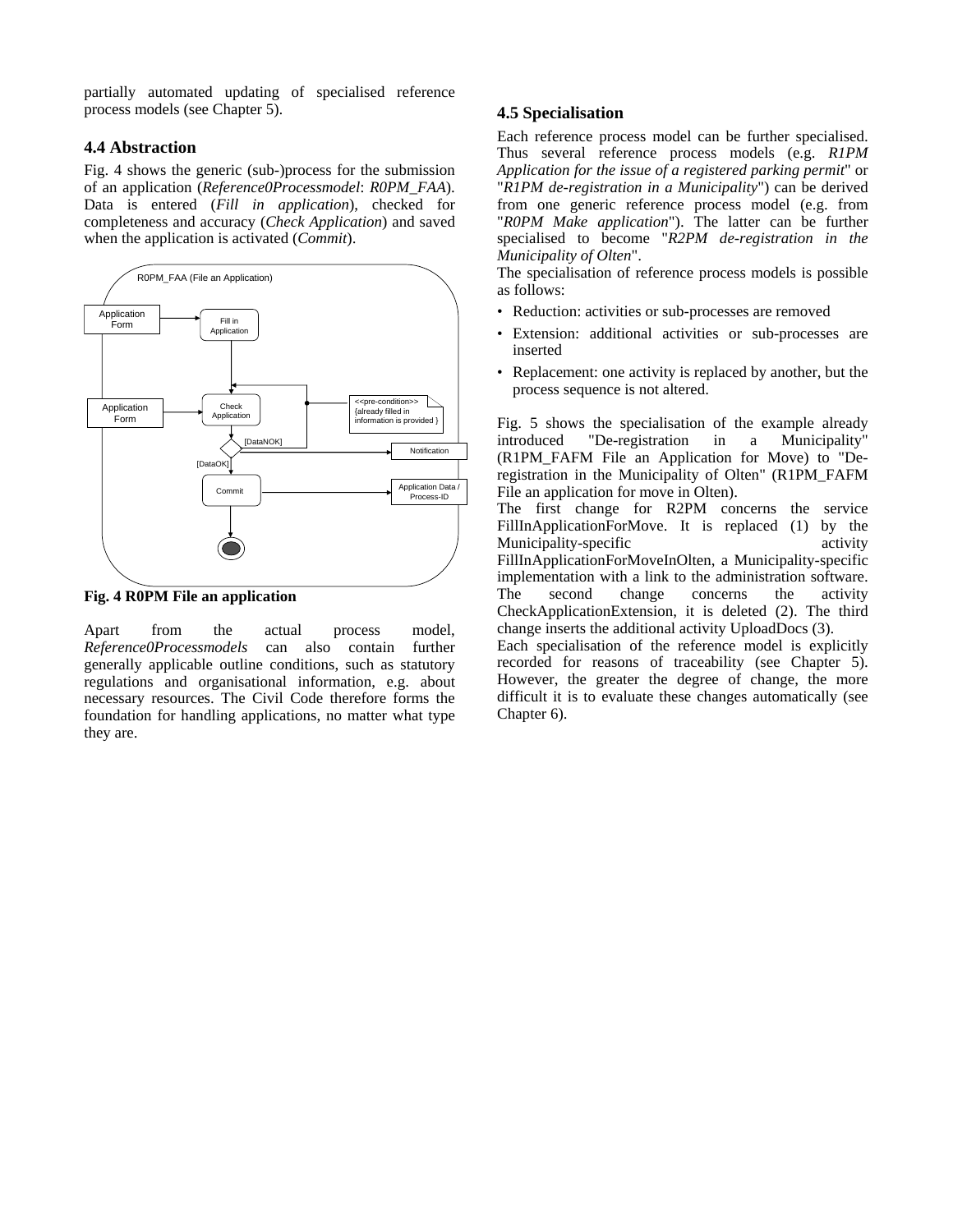partially automated updating of specialised reference process models (see Chapter 5).

### 4.4 Abstraction

Fig. 4 shows the generic (sub-)process for the submission of an application (*Reference0Processmodel*: *R0PM_FAA*). Data is entered (*Fill in application*), checked for completeness and accuracy (*Check Application*) and saved when the application is activated (*Commit*).

**Fig. 4 R0PM File an application**

Apart from the actual process model, *Reference0Processmodels* can also contain further generally applicable outline conditions, such as statutory regulations and organisational information, e.g. about necessary resources. The Civil Code therefore forms the foundation for handling applications, no matter what type they are.

### 4.5 Specialisation

Each reference process model can be further specialised. Thus several reference process models (e.g. *R1PM Application for the issue of a registered parking permit*" or "*R1PM de-registration in a Municipality*") can be derived from one generic reference process model (e.g. from "*R0PM Make application*"). The latter can be further specialised to become "*R2PM de-registration in the Municipality of Olten*".

The specialisation of reference process models is possible as follows:

- Reduction: activities or sub-processes are removed
- Extension: additional activities or sub-processes are inserted
- Replacement: one activity is replaced by another, but the process sequence is not altered.

Fig. 5 shows the specialisation of the example already introduced "De-registration in a Municipality" (R1PM_FAFM File an Application for Move) to "De-registration in the Municipality of Olten" (R1PM_FAFM File an application for move in Olten).

The first change for R2PM concerns the service FillInApplicationForMove. It is replaced (1) by the Municipality-specific activity FillInApplicationForMoveInOlten, a Municipality-specific implementation with a link to the administration software. The second change concerns the activity CheckApplicationExtension, it is deleted (2). The third change inserts the additional activity UploadDocs (3).

Each specialisation of the reference model is explicitly recorded for reasons of traceability (see Chapter 5). However, the greater the degree of change, the more difficult it is to evaluate these changes automatically (see Chapter 6).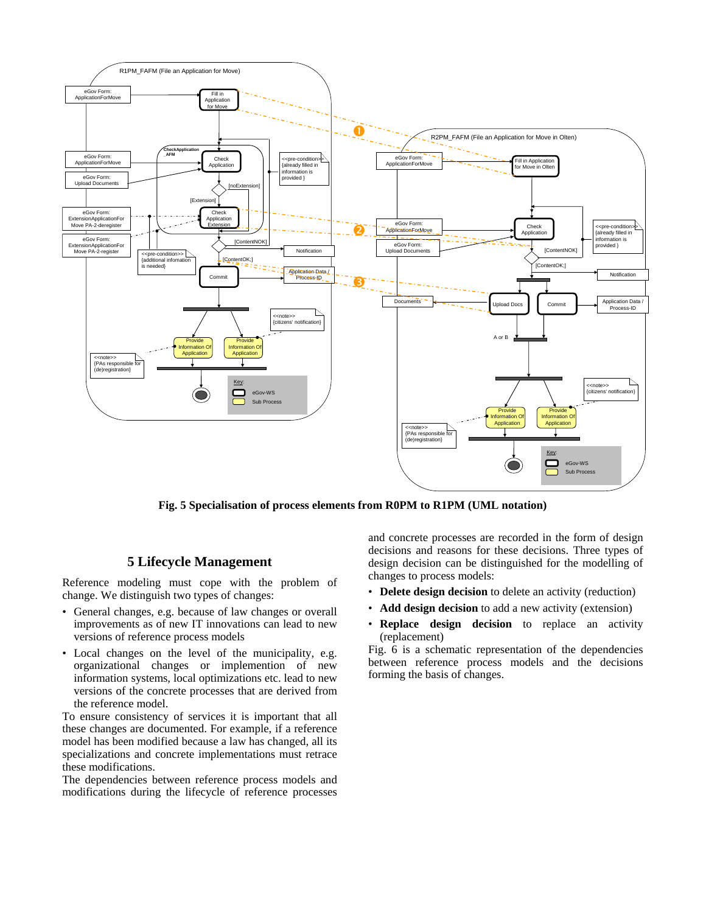**Fig. 5 Specialisation of process elements from R0PM to R1PM (UML notation)**

## 5 Lifecycle Management

Reference modeling must cope with the problem of change. We distinguish two types of changes:

- General changes, e.g. because of law changes or overall improvements as of new IT innovations can lead to new versions of reference process models
- Local changes on the level of the municipality, e.g. organizational changes or implemention of new information systems, local optimizations etc. lead to new versions of the concrete processes that are derived from the reference model.

To ensure consistency of services it is important that all these changes are documented. For example, if a reference model has been modified because a law has changed, all its specializations and concrete implementations must retrace these modifications.

The dependencies between reference process models and modifications during the lifecycle of reference processes and concrete processes are recorded in the form of design decisions and reasons for these decisions. Three types of design decision can be distinguished for the modelling of changes to process models:

- **Delete design decision** to delete an activity (reduction)
- **Add design decision** to add a new activity (extension)
- **Replace design decision** to replace an activity (replacement)

Fig. 6 is a schematic representation of the dependencies between reference process models and the decisions forming the basis of changes.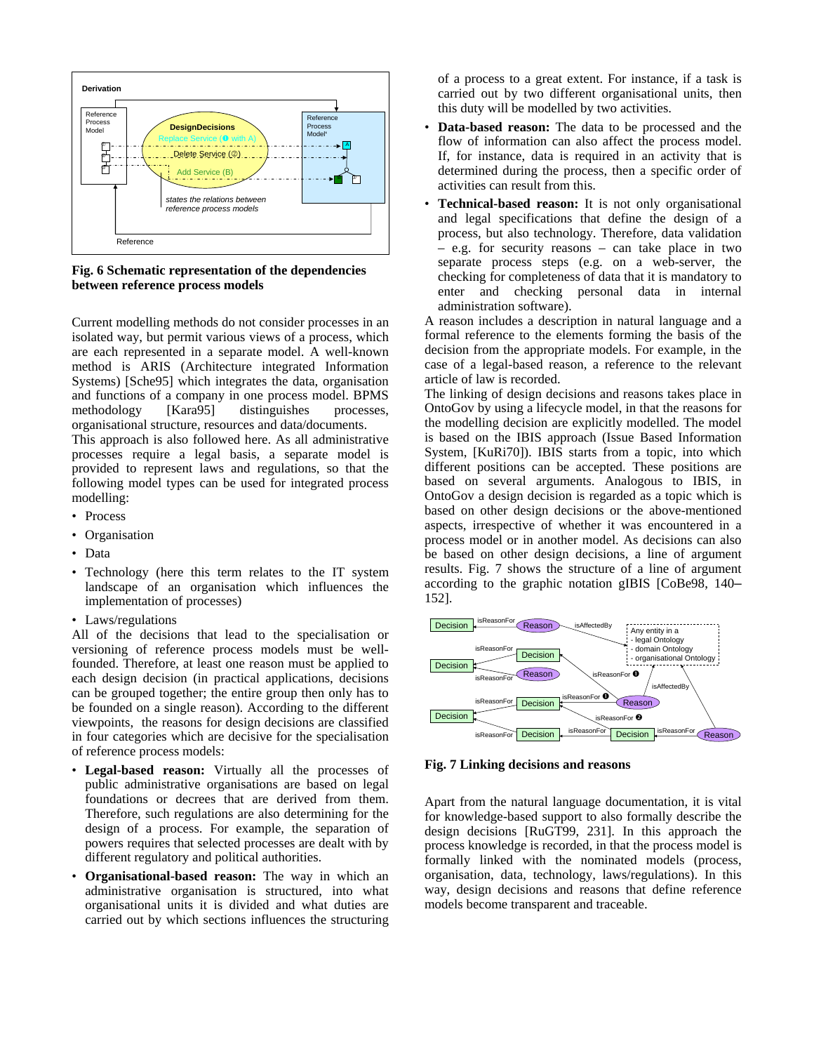**Fig. 6 Schematic representation of the dependencies between reference process models**

Current modelling methods do not consider processes in an isolated way, but permit various views of a process, which are each represented in a separate model. A well-known method is ARIS (Architecture integrated Information Systems) [Sche95] which integrates the data, organisation and functions of a company in one process model. BPMS methodology [Kara95] distinguishes processes, organisational structure, resources and data/documents.

This approach is also followed here. As all administrative processes require a legal basis, a separate model is provided to represent laws and regulations, so that the following model types can be used for integrated process modelling:

- Process
- Organisation
- Data
- Technology (here this term relates to the IT system landscape of an organisation which influences the implementation of processes)
- Laws/regulations

All of the decisions that lead to the specialisation or versioning of reference process models must be well-founded. Therefore, at least one reason must be applied to each design decision (in practical applications, decisions can be grouped together; the entire group then only has to be founded on a single reason). According to the different viewpoints, the reasons for design decisions are classified in four categories which are decisive for the specialisation of reference process models:

- **Legal-based reason:** Virtually all the processes of public administrative organisations are based on legal foundations or decrees that are derived from them. Therefore, such regulations are also determining for the design of a process. For example, the separation of powers requires that selected processes are dealt with by different regulatory and political authorities.
- **Organisational-based reason:** The way in which an administrative organisation is structured, into what organisational units it is divided and what duties are carried out by which sections influences the structuring of a process to a great extent. For instance, if a task is carried out by two different organisational units, then this duty will be modelled by two activities.
- **Data-based reason:** The data to be processed and the flow of information can also affect the process model. If, for instance, data is required in an activity that is determined during the process, then a specific order of activities can result from this.
- **Technical-based reason:** It is not only organisational and legal specifications that define the design of a process, but also technology. Therefore, data validation – e.g. for security reasons – can take place in two separate process steps (e.g. on a web-server, the checking for completeness of data that it is mandatory to enter and checking personal data in internal administration software).

A reason includes a description in natural language and a formal reference to the elements forming the basis of the decision from the appropriate models. For example, in the case of a legal-based reason, a reference to the relevant article of law is recorded.

The linking of design decisions and reasons takes place in OntoGov by using a lifecycle model, in that the reasons for the modelling decision are explicitly modelled. The model is based on the IBIS approach (Issue Based Information System, [KuRi70]). IBIS starts from a topic, into which different positions can be accepted. These positions are based on several arguments. Analogous to IBIS, in OntoGov a design decision is regarded as a topic which is based on other design decisions or the above-mentioned aspects, irrespective of whether it was encountered in a process model or in another model. As decisions can also be based on other design decisions, a line of argument results. Fig. 7 shows the structure of a line of argument according to the graphic notation gIBIS [CoBe98, 140–152].

**Fig. 7 Linking decisions and reasons**

Apart from the natural language documentation, it is vital for knowledge-based support to also formally describe the design decisions [RuGT99, 231]. In this approach the process knowledge is recorded, in that the process model is formally linked with the nominated models (process, organisation, data, technology, laws/regulations). In this way, design decisions and reasons that define reference models become transparent and traceable.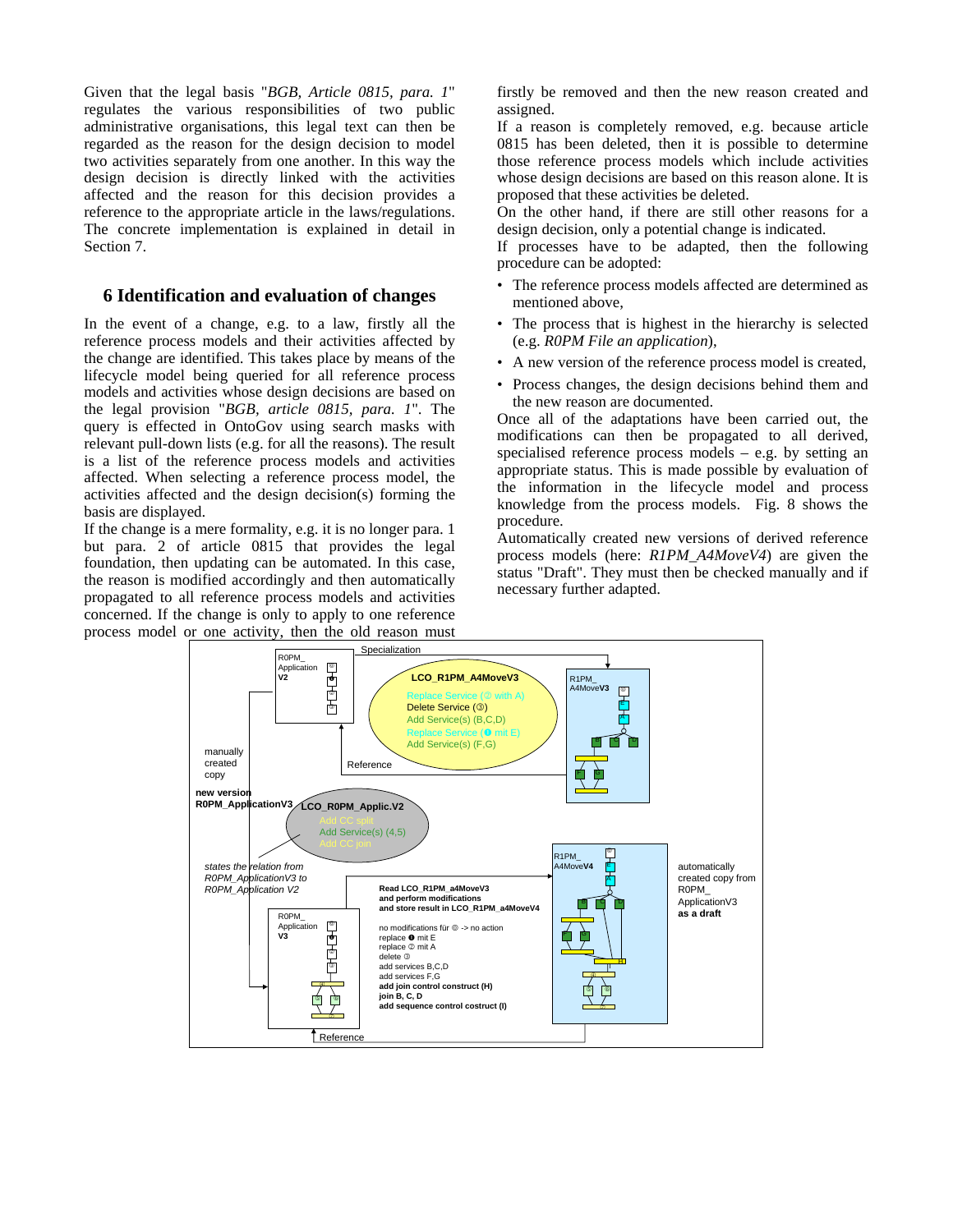Given that the legal basis "*BGB, Article 0815, para. 1*" regulates the various responsibilities of two public administrative organisations, this legal text can then be regarded as the reason for the design decision to model two activities separately from one another. In this way the design decision is directly linked with the activities affected and the reason for this decision provides a reference to the appropriate article in the laws/regulations. The concrete implementation is explained in detail in Section 7.

## 6 Identification and evaluation of changes

In the event of a change, e.g. to a law, firstly all the reference process models and their activities affected by the change are identified. This takes place by means of the lifecycle model being queried for all reference process models and activities whose design decisions are based on the legal provision "*BGB, article 0815, para. 1*". The query is effected in OntoGov using search masks with relevant pull-down lists (e.g. for all the reasons). The result is a list of the reference process models and activities affected. When selecting a reference process model, the activities affected and the design decision(s) forming the basis are displayed.

If the change is a mere formality, e.g. it is no longer para. 1 but para. 2 of article 0815 that provides the legal foundation, then updating can be automated. In this case, the reason is modified accordingly and then automatically propagated to all reference process models and activities concerned. If the change is only to apply to one reference process model or one activity, then the old reason must firstly be removed and then the new reason created and assigned.

If a reason is completely removed, e.g. because article 0815 has been deleted, then it is possible to determine those reference process models which include activities whose design decisions are based on this reason alone. It is proposed that these activities be deleted.

On the other hand, if there are still other reasons for a design decision, only a potential change is indicated.

If processes have to be adapted, then the following procedure can be adopted:

- The reference process models affected are determined as mentioned above,
- The process that is highest in the hierarchy is selected (e.g. *R0PM File an application*),
- A new version of the reference process model is created,
- Process changes, the design decisions behind them and the new reason are documented.

Once all of the adaptations have been carried out, the modifications can then be propagated to all derived, specialised reference process models – e.g. by setting an appropriate status. This is made possible by evaluation of the information in the lifecycle model and process knowledge from the process models. Fig. 8 shows the procedure.

Automatically created new versions of derived reference process models (here: *R1PM_A4MoveV4*) are given the status "Draft". They must then be checked manually and if necessary further adapted.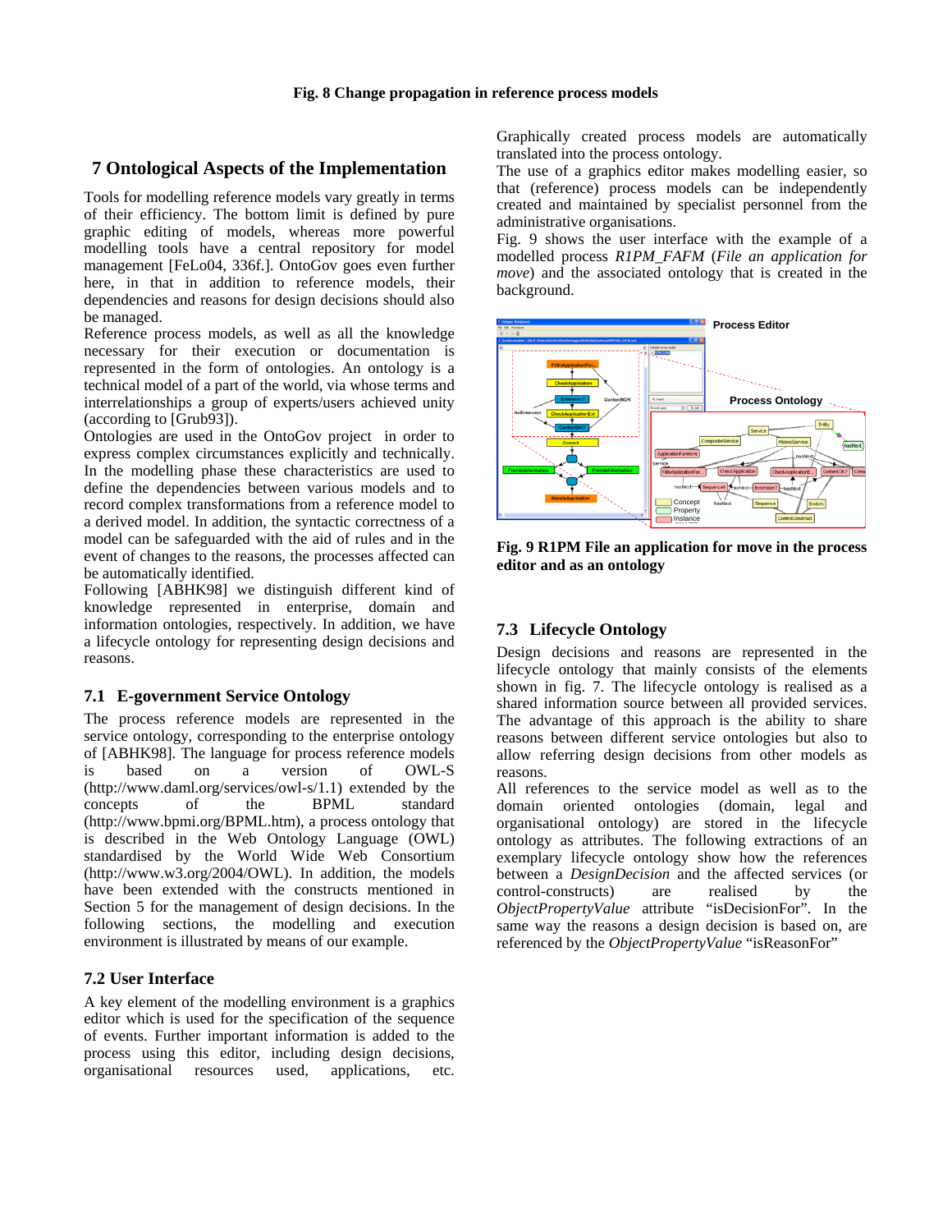**Fig. 8 Change propagation in reference process models**

## 7 Ontological Aspects of the Implementation

Tools for modelling reference models vary greatly in terms of their efficiency. The bottom limit is defined by pure graphic editing of models, whereas more powerful modelling tools have a central repository for model management [FeLo04, 336f.]. OntoGov goes even further here, in that in addition to reference models, their dependencies and reasons for design decisions should also be managed.

Reference process models, as well as all the knowledge necessary for their execution or documentation is represented in the form of ontologies. An ontology is a technical model of a part of the world, via whose terms and interrelationships a group of experts/users achieved unity (according to [Grub93]).

Ontologies are used in the OntoGov project in order to express complex circumstances explicitly and technically. In the modelling phase these characteristics are used to define the dependencies between various models and to record complex transformations from a reference model to a derived model. In addition, the syntactic correctness of a model can be safeguarded with the aid of rules and in the event of changes to the reasons, the processes affected can be automatically identified.

Following [ABHK98] we distinguish different kind of knowledge represented in enterprise, domain and information ontologies, respectively. In addition, we have a lifecycle ontology for representing design decisions and reasons.

### 7.1 E-government Service Ontology

The process reference models are represented in the service ontology, corresponding to the enterprise ontology of [ABHK98]. The language for process reference models is based on a version of OWL-S (http://www.daml.org/services/owl-s/1.1) extended by the concepts of the BPML standard (http://www.bpmi.org/BPML.htm), a process ontology that is described in the Web Ontology Language (OWL) standardised by the World Wide Web Consortium (http://www.w3.org/2004/OWL). In addition, the models have been extended with the constructs mentioned in Section 5 for the management of design decisions. In the following sections, the modelling and execution environment is illustrated by means of our example.

### 7.2 User Interface

A key element of the modelling environment is a graphics editor which is used for the specification of the sequence of events. Further important information is added to the process using this editor, including design decisions, organisational resources used, applications, etc. Graphically created process models are automatically translated into the process ontology.

The use of a graphics editor makes modelling easier, so that (reference) process models can be independently created and maintained by specialist personnel from the administrative organisations.

Fig. 9 shows the user interface with the example of a modelled process *R1PM_FAFM* (*File an application for move*) and the associated ontology that is created in the background.

**Fig. 9 R1PM File an application for move in the process editor and as an ontology**

### 7.3 Lifecycle Ontology

Design decisions and reasons are represented in the lifecycle ontology that mainly consists of the elements shown in fig. 7. The lifecycle ontology is realised as a shared information source between all provided services. The advantage of this approach is the ability to share reasons between different service ontologies but also to allow referring design decisions from other models as reasons.

All references to the service model as well as to the domain oriented ontologies (domain, legal and organisational ontology) are stored in the lifecycle ontology as attributes. The following extractions of an exemplary lifecycle ontology show how the references between a *DesignDecision* and the affected services (or control-constructs) are realised by the *ObjectPropertyValue* attribute "isDecisionFor". In the same way the reasons a design decision is based on, are referenced by the *ObjectPropertyValue* "isReasonFor"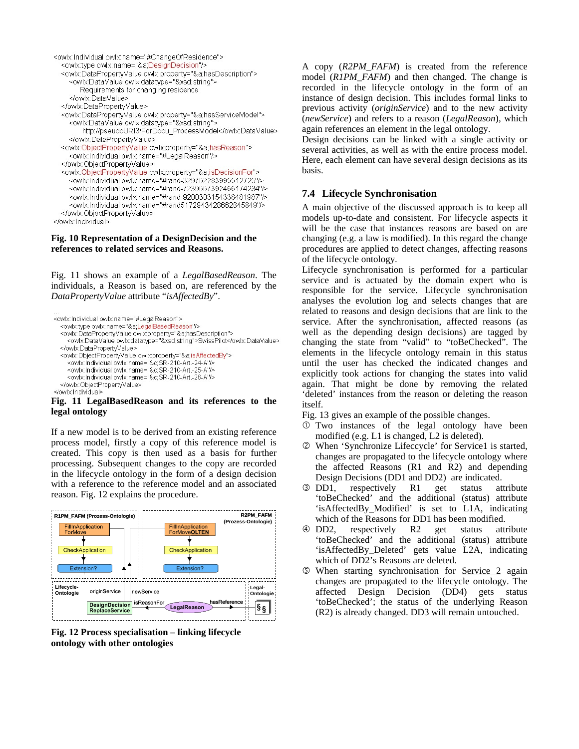```
<owlx:Individual owlx:name="#ChangeOfResidence">
  <owlx:type owlx:name="&a;DesignDecision"/>
  <owlx:DataPropertyValue owlx:property="&a;hasDescription">
    <owlx:DataValue owlx:datatype="&xsd;string">
      Requirements for changing residence
    </owlx:DataValue>
  </owlx:DataPropertyValue>
  <owlx:DataPropertyValue owlx:property="&a;hasServiceModel">
    <owlx:DataValue owlx:datatype="&xsd;string">
      http://pseudoURI3/ForDocu_ProcessModel</owlx:DataValue>
    </owlx:DataPropertyValue>
  <owlx:ObjectPropertyValue owlx:property="&a;hasReason">
    <owlx:Individual owlx:name="#LegalReason"/>
  </owlx:ObjectPropertyValue>
  <owlx:ObjectPropertyValue owlx:property="&a;isDecisionFor">
    <owlx:Individual owlx:name="#rand-3297622839955127725"/>
    <owlx:Individual owlx:name="#rand-7239667392466174234"/>
    <owlx:Individual owlx:name="#rand-9200303154338481987"/>
    <owlx:Individual owlx:name="#rand5172943428662845849"/>
  </owlx:ObjectPropertyValue>
</owlx:Individual>
```

**Fig. 10 Representation of a DesignDecision and the references to related services and Reasons.**

Fig. 11 shows an example of a *LegalBasedReason*. The individuals, a Reason is based on, are referenced by the *DataPropertyValue* attribute "*isAffectedBy*".

```
...
<owlx:Individual owlx:name="#LegalReason">
  <owlx:type owlx:name="&a;LegalBasedReason"/>
  <owlx:DataPropertyValue owlx:property="&a;hasDescription">
    <owlx:DataValue owlx:datatype="&xsd;string">SwissPilot</owlx:DataValue>
  </owlx:DataPropertyValue>
  <owlx:ObjectPropertyValue owlx:property="&a;isAffectedBy">
    <owlx:Individual owlx:name="&c;SR-210-Art.-24-A"/>
    <owlx:Individual owlx:name="&c;SR-210-Art.-25-A"/>
    <owlx:Individual owlx:name="&c;SR-210-Art.-26-A"/>
  </owlx:ObjectPropertyValue>
</owlx:Individual>
```

**Fig. 11 LegalBasedReason and its references to the legal ontology**

If a new model is to be derived from an existing reference process model, firstly a copy of this reference model is created. This copy is then used as a basis for further processing. Subsequent changes to the copy are recorded in the lifecycle ontology in the form of a design decision with a reference to the reference model and an associated reason. Fig. 12 explains the procedure.

R1PM_FAFM (Prozess-Ontologie) | R2PM_FAFM (Prozess-Ontologie)
FillInApplication ForMove | FillInApplication ForMoveOLTEN
CheckApplication | CheckApplication
Extension? | Extension?
Lifecycle-Ontologie | originService | newService | Legal-Ontologie
DesignDecision ReplaceService | isReasonFor | LegalReason | hasReference | §§

**Fig. 12 Process specialisation – linking lifecycle ontology with other ontologies**

A copy (*R2PM_FAFM*) is created from the reference model (*R1PM_FAFM*) and then changed. The change is recorded in the lifecycle ontology in the form of an instance of design decision. This includes formal links to previous activity (***originService***) and to the new activity (***newService***) and refers to a reason (*LegalReason*), which again references an element in the legal ontology.

Design decisions can be linked with a single activity or several activities, as well as with the entire process model. Here, each element can have several design decisions as its basis.

## 7.4 Lifecycle Synchronisation

A main objective of the discussed approach is to keep all models up-to-date and consistent. For lifecycle aspects it will be the case that instances reasons are based on are changing (e.g. a law is modified). In this regard the change procedures are applied to detect changes, affecting reasons of the lifecycle ontology.

Lifecycle synchronisation is performed for a particular service and is actuated by the domain expert who is responsible for the service. Lifecycle synchronisation analyses the evolution log and selects changes that are related to reasons and design decisions that are link to the service. After the synchronisation, affected reasons (as well as the depending design decisions) are tagged by changing the state from "valid" to "toBeChecked". The elements in the lifecycle ontology remain in this status until the user has checked the indicated changes and explicitly took actions for changing the states into valid again. That might be done by removing the related 'deleted' instances from the reason or deleting the reason itself.

Fig. 13 gives an example of the possible changes.

① Two instances of the legal ontology have been modified (e.g. L1 is changed, L2 is deleted).

② When 'Synchronize Lifeccycle' for Service1 is started, changes are propagated to the lifecycle ontology where the affected Reasons (R1 and R2) and depending Design Decisions (DD1 and DD2) are indicated.

③ DD1, respectively R1 get status attribute 'toBeChecked' and the additional (status) attribute 'isAffectedBy_Modified' is set to L1A, indicating which of the Reasons for DD1 has been modified.

④ DD2, respectively R2 get status attribute 'toBeChecked' and the additional (status) attribute 'isAffectedBy_Deleted' gets value L2A, indicating which of DD2's Reasons are deleted.

⑤ When starting synchronisation for Service 2 again changes are propagated to the lifecycle ontology. The affected Design Decision (DD4) gets status 'toBeChecked'; the status of the underlying Reason (R2) is already changed. DD3 will remain untouched.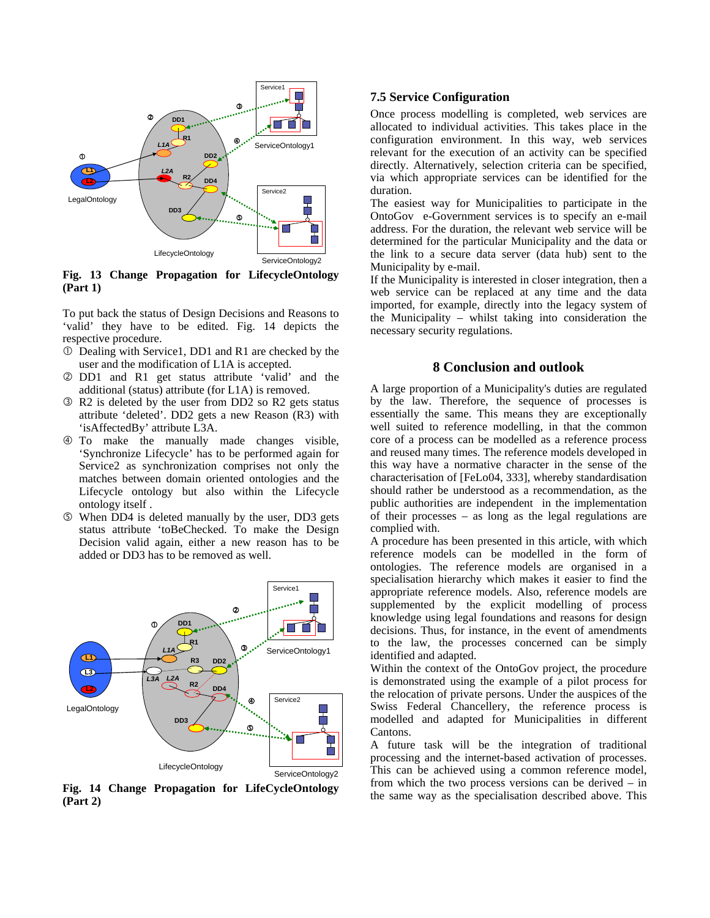**Fig. 13 Change Propagation for LifecycleOntology (Part 1)**

To put back the status of Design Decisions and Reasons to 'valid' they have to be edited. Fig. 14 depicts the respective procedure.

① Dealing with Service1, DD1 and R1 are checked by the user and the modification of L1A is accepted.

② DD1 and R1 get status attribute 'valid' and the additional (status) attribute (for L1A) is removed.

③ R2 is deleted by the user from DD2 so R2 gets status attribute 'deleted'. DD2 gets a new Reason (R3) with 'isAffectedBy' attribute L3A.

④ To make the manually made changes visible, 'Synchronize Lifecycle' has to be performed again for Service2 as synchronization comprises not only the matches between domain oriented ontologies and the Lifecycle ontology but also within the Lifecycle ontology itself .

⑤ When DD4 is deleted manually by the user, DD3 gets status attribute 'toBeChecked. To make the Design Decision valid again, either a new reason has to be added or DD3 has to be removed as well.

**Fig. 14 Change Propagation for LifeCycleOntology (Part 2)**

### 7.5 Service Configuration

Once process modelling is completed, web services are allocated to individual activities. This takes place in the configuration environment. In this way, web services relevant for the execution of an activity can be specified directly. Alternatively, selection criteria can be specified, via which appropriate services can be identified for the duration.

The easiest way for Municipalities to participate in the OntoGov e-Government services is to specify an e-mail address. For the duration, the relevant web service will be determined for the particular Municipality and the data or the link to a secure data server (data hub) sent to the Municipality by e-mail.

If the Municipality is interested in closer integration, then a web service can be replaced at any time and the data imported, for example, directly into the legacy system of the Municipality – whilst taking into consideration the necessary security regulations.

## 8 Conclusion and outlook

A large proportion of a Municipality's duties are regulated by the law. Therefore, the sequence of processes is essentially the same. This means they are exceptionally well suited to reference modelling, in that the common core of a process can be modelled as a reference process and reused many times. The reference models developed in this way have a normative character in the sense of the characterisation of [FeLo04, 333], whereby standardisation should rather be understood as a recommendation, as the public authorities are independent in the implementation of their processes – as long as the legal regulations are complied with.

A procedure has been presented in this article, with which reference models can be modelled in the form of ontologies. The reference models are organised in a specialisation hierarchy which makes it easier to find the appropriate reference models. Also, reference models are supplemented by the explicit modelling of process knowledge using legal foundations and reasons for design decisions. Thus, for instance, in the event of amendments to the law, the processes concerned can be simply identified and adapted.

Within the context of the OntoGov project, the procedure is demonstrated using the example of a pilot process for the relocation of private persons. Under the auspices of the Swiss Federal Chancellery, the reference process is modelled and adapted for Municipalities in different Cantons.

A future task will be the integration of traditional processing and the internet-based activation of processes. This can be achieved using a common reference model, from which the two process versions can be derived – in the same way as the specialisation described above. This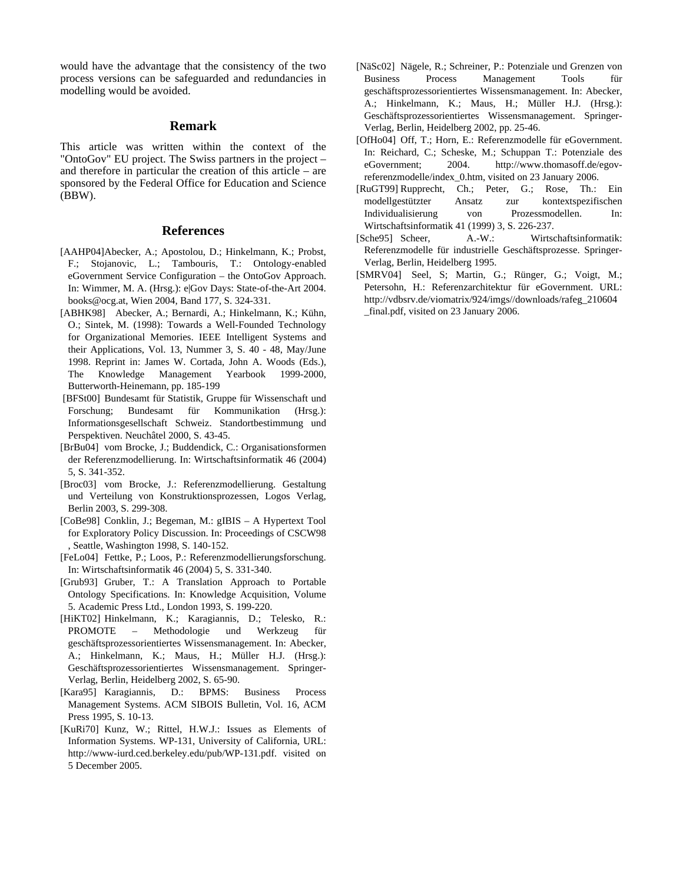would have the advantage that the consistency of the two process versions can be safeguarded and redundancies in modelling would be avoided.

## Remark

This article was written within the context of the "OntoGov" EU project. The Swiss partners in the project – and therefore in particular the creation of this article – are sponsored by the Federal Office for Education and Science (BBW).

## References

[AAHP04]Abecker, A.; Apostolou, D.; Hinkelmann, K.; Probst, F.; Stojanovic, L.; Tambouris, T.: Ontology-enabled eGovernment Service Configuration – the OntoGov Approach. In: Wimmer, M. A. (Hrsg.): e|Gov Days: State-of-the-Art 2004. books@ocg.at, Wien 2004, Band 177, S. 324-331.

[ABHK98] Abecker, A.; Bernardi, A.; Hinkelmann, K.; Kühn, O.; Sintek, M. (1998): Towards a Well-Founded Technology for Organizational Memories. IEEE Intelligent Systems and their Applications, Vol. 13, Nummer 3, S. 40 - 48, May/June 1998. Reprint in: James W. Cortada, John A. Woods (Eds.), The Knowledge Management Yearbook 1999-2000, Butterworth-Heinemann, pp. 185-199

[BFSt00] Bundesamt für Statistik, Gruppe für Wissenschaft und Forschung; Bundesamt für Kommunikation (Hrsg.): Informationsgesellschaft Schweiz. Standortbestimmung und Perspektiven. Neuchâtel 2000, S. 43-45.

[BrBu04] vom Brocke, J.; Buddendick, C.: Organisationsformen der Referenzmodellierung. In: Wirtschaftsinformatik 46 (2004) 5, S. 341-352.

[Broc03] vom Brocke, J.: Referenzmodellierung. Gestaltung und Verteilung von Konstruktionsprozessen, Logos Verlag, Berlin 2003, S. 299-308.

[CoBe98] Conklin, J.; Begeman, M.: gIBIS – A Hypertext Tool for Exploratory Policy Discussion. In: Proceedings of CSCW98 , Seattle, Washington 1998, S. 140-152.

[FeLo04] Fettke, P.; Loos, P.: Referenzmodellierungsforschung. In: Wirtschaftsinformatik 46 (2004) 5, S. 331-340.

[Grub93] Gruber, T.: A Translation Approach to Portable Ontology Specifications. In: Knowledge Acquisition, Volume 5. Academic Press Ltd., London 1993, S. 199-220.

[HiKT02] Hinkelmann, K.; Karagiannis, D.; Telesko, R.: PROMOTE – Methodologie und Werkzeug für geschäftsprozessorientiertes Wissensmanagement. In: Abecker, A.; Hinkelmann, K.; Maus, H.; Müller H.J. (Hrsg.): Geschäftsprozessorientiertes Wissensmanagement. Springer-Verlag, Berlin, Heidelberg 2002, S. 65-90.

[Kara95] Karagiannis, D.: BPMS: Business Process Management Systems. ACM SIBOIS Bulletin, Vol. 16, ACM Press 1995, S. 10-13.

[KuRi70] Kunz, W.; Rittel, H.W.J.: Issues as Elements of Information Systems. WP-131, University of California, URL: http://www-iurd.ced.berkeley.edu/pub/WP-131.pdf. visited on 5 December 2005.

[NäSc02] Nägele, R.; Schreiner, P.: Potenziale und Grenzen von Business Process Management Tools für geschäftsprozessorientiertes Wissensmanagement. In: Abecker, A.; Hinkelmann, K.; Maus, H.; Müller H.J. (Hrsg.): Geschäftsprozessorientiertes Wissensmanagement. Springer-Verlag, Berlin, Heidelberg 2002, pp. 25-46.

[OfHo04] Off, T.; Horn, E.: Referenzmodelle für eGovernment. In: Reichard, C.; Scheske, M.; Schuppan T.: Potenziale des eGovernment; 2004. http://www.thomasoff.de/egov-referenzmodelle/index_0.htm, visited on 23 January 2006.

[RuGT99] Rupprecht, Ch.; Peter, G.; Rose, Th.: Ein modellgestützter Ansatz zur kontextspezifischen Individualisierung von Prozessmodellen. In: Wirtschaftsinformatik 41 (1999) 3, S. 226-237.

[Sche95] Scheer, A.-W.: Wirtschaftsinformatik: Referenzmodelle für industrielle Geschäftsprozesse. Springer-Verlag, Berlin, Heidelberg 1995.

[SMRV04] Seel, S; Martin, G.; Rünger, G.; Voigt, M.; Petersohn, H.: Referenzarchitektur für eGovernment. URL: http://vdbsrv.de/viomatrix/924/imgs//downloads/rafeg_210604_final.pdf, visited on 23 January 2006.